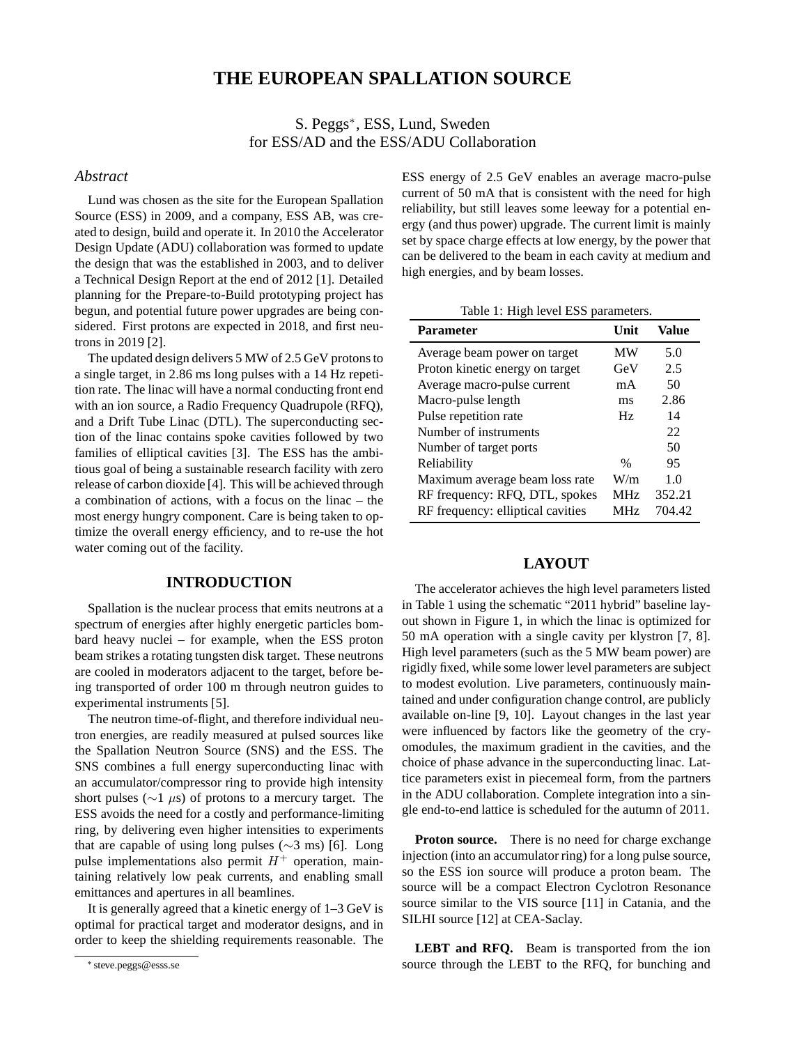# THE EUROPEAN SPALLATION SOURCE

S. Peggs*, ESS, Lund, Sweden
for ESS/AD and the ESS/ADU Collaboration

## *Abstract*

Lund was chosen as the site for the European Spallation Source (ESS) in 2009, and a company, ESS AB, was created to design, build and operate it. In 2010 the Accelerator Design Update (ADU) collaboration was formed to update the design that was the established in 2003, and to deliver a Technical Design Report at the end of 2012 [1]. Detailed planning for the Prepare-to-Build prototyping project has begun, and potential future power upgrades are being considered. First protons are expected in 2018, and first neutrons in 2019 [2].

The updated design delivers 5 MW of 2.5 GeV protons to a single target, in 2.86 ms long pulses with a 14 Hz repetition rate. The linac will have a normal conducting front end with an ion source, a Radio Frequency Quadrupole (RFQ), and a Drift Tube Linac (DTL). The superconducting section of the linac contains spoke cavities followed by two families of elliptical cavities [3]. The ESS has the ambitious goal of being a sustainable research facility with zero release of carbon dioxide [4]. This will be achieved through a combination of actions, with a focus on the linac – the most energy hungry component. Care is being taken to optimize the overall energy efficiency, and to re-use the hot water coming out of the facility.

## INTRODUCTION

Spallation is the nuclear process that emits neutrons at a spectrum of energies after highly energetic particles bombard heavy nuclei – for example, when the ESS proton beam strikes a rotating tungsten disk target. These neutrons are cooled in moderators adjacent to the target, before being transported of order 100 m through neutron guides to experimental instruments [5].

The neutron time-of-flight, and therefore individual neutron energies, are readily measured at pulsed sources like the Spallation Neutron Source (SNS) and the ESS. The SNS combines a full energy superconducting linac with an accumulator/compressor ring to provide high intensity short pulses ($\sim$1 $\mu$s) of protons to a mercury target. The ESS avoids the need for a costly and performance-limiting ring, by delivering even higher intensities to experiments that are capable of using long pulses ($\sim$3 ms) [6]. Long pulse implementations also permit $H^+$ operation, maintaining relatively low peak currents, and enabling small emittances and apertures in all beamlines.

It is generally agreed that a kinetic energy of 1–3 GeV is optimal for practical target and moderator designs, and in order to keep the shielding requirements reasonable. The ESS energy of 2.5 GeV enables an average macro-pulse current of 50 mA that is consistent with the need for high reliability, but still leaves some leeway for a potential energy (and thus power) upgrade. The current limit is mainly set by space charge effects at low energy, by the power that can be delivered to the beam in each cavity at medium and high energies, and by beam losses.

Table 1: High level ESS parameters.

| Parameter | Unit | Value |
|---|---|---|
| Average beam power on target | MW | 5.0 |
| Proton kinetic energy on target | GeV | 2.5 |
| Average macro-pulse current | mA | 50 |
| Macro-pulse length | ms | 2.86 |
| Pulse repetition rate | Hz | 14 |
| Number of instruments | | 22 |
| Number of target ports | | 50 |
| Reliability | % | 95 |
| Maximum average beam loss rate | W/m | 1.0 |
| RF frequency: RFQ, DTL, spokes | MHz | 352.21 |
| RF frequency: elliptical cavities | MHz | 704.42 |

## LAYOUT

The accelerator achieves the high level parameters listed in Table 1 using the schematic "2011 hybrid" baseline layout shown in Figure 1, in which the linac is optimized for 50 mA operation with a single cavity per klystron [7, 8]. High level parameters (such as the 5 MW beam power) are rigidly fixed, while some lower level parameters are subject to modest evolution. Live parameters, continuously maintained and under configuration change control, are publicly available on-line [9, 10]. Layout changes in the last year were influenced by factors like the geometry of the cryomodules, the maximum gradient in the cavities, and the choice of phase advance in the superconducting linac. Lattice parameters exist in piecemeal form, from the partners in the ADU collaboration. Complete integration into a single end-to-end lattice is scheduled for the autumn of 2011.

**Proton source.** There is no need for charge exchange injection (into an accumulator ring) for a long pulse source, so the ESS ion source will produce a proton beam. The source will be a compact Electron Cyclotron Resonance source similar to the VIS source [11] in Catania, and the SILHI source [12] at CEA-Saclay.

**LEBT and RFQ.** Beam is transported from the ion source through the LEBT to the RFQ, for bunching and

* steve.peggs@esss.se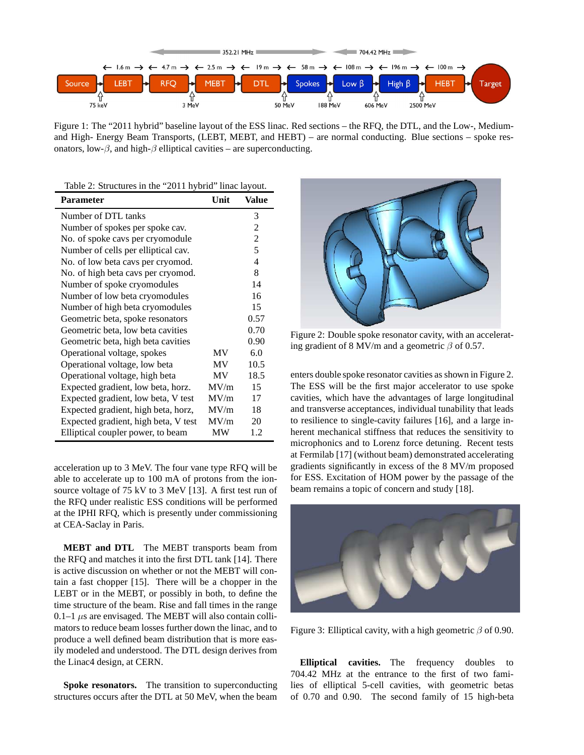Figure 1: The "2011 hybrid" baseline layout of the ESS linac. Red sections – the RFQ, the DTL, and the Low-, Medium- and High- Energy Beam Transports, (LEBT, MEBT, and HEBT) – are normal conducting. Blue sections – spoke resonators, low-$\beta$, and high-$\beta$ elliptical cavities – are superconducting.

Table 2: Structures in the "2011 hybrid" linac layout.

| Parameter | Unit | Value |
|---|---|---|
| Number of DTL tanks | | 3 |
| Number of spokes per spoke cav. | | 2 |
| No. of spoke cavs per cryomodule | | 2 |
| Number of cells per elliptical cav. | | 5 |
| No. of low beta cavs per cryomod. | | 4 |
| No. of high beta cavs per cryomod. | | 8 |
| Number of spoke cryomodules | | 14 |
| Number of low beta cryomodules | | 16 |
| Number of high beta cryomodules | | 15 |
| Geometric beta, spoke resonators | | 0.57 |
| Geometric beta, low beta cavities | | 0.70 |
| Geometric beta, high beta cavities | | 0.90 |
| Operational voltage, spokes | MV | 6.0 |
| Operational voltage, low beta | MV | 10.5 |
| Operational voltage, high beta | MV | 18.5 |
| Expected gradient, low beta, horz. | MV/m | 15 |
| Expected gradient, low beta, V test | MV/m | 17 |
| Expected gradient, high beta, horz, | MV/m | 18 |
| Expected gradient, high beta, V test | MV/m | 20 |
| Elliptical coupler power, to beam | MW | 1.2 |

acceleration up to 3 MeV. The four vane type RFQ will be able to accelerate up to 100 mA of protons from the ion-source voltage of 75 kV to 3 MeV [13]. A first test run of the RFQ under realistic ESS conditions will be performed at the IPHI RFQ, which is presently under commissioning at CEA-Saclay in Paris.

**MEBT and DTL** The MEBT transports beam from the RFQ and matches it into the first DTL tank [14]. There is active discussion on whether or not the MEBT will contain a fast chopper [15]. There will be a chopper in the LEBT or in the MEBT, or possibly in both, to define the time structure of the beam. Rise and fall times in the range 0.1–1 $\mu$s are envisaged. The MEBT will also contain collimators to reduce beam losses further down the linac, and to produce a well defined beam distribution that is more easily modeled and understood. The DTL design derives from the Linac4 design, at CERN.

**Spoke resonators.** The transition to superconducting structures occurs after the DTL at 50 MeV, when the beam enters double spoke resonator cavities as shown in Figure 2. The ESS will be the first major accelerator to use spoke cavities, which have the advantages of large longitudinal and transverse acceptances, individual tunability that leads to resilience to single-cavity failures [16], and a large inherent mechanical stiffness that reduces the sensitivity to microphonics and to Lorenz force detuning. Recent tests at Fermilab [17] (without beam) demonstrated accelerating gradients significantly in excess of the 8 MV/m proposed for ESS. Excitation of HOM power by the passage of the beam remains a topic of concern and study [18].

Figure 2: Double spoke resonator cavity, with an accelerating gradient of 8 MV/m and a geometric $\beta$ of 0.57.

Figure 3: Elliptical cavity, with a high geometric $\beta$ of 0.90.

**Elliptical cavities.** The frequency doubles to 704.42 MHz at the entrance to the first of two families of elliptical 5-cell cavities, with geometric betas of 0.70 and 0.90. The second family of 15 high-beta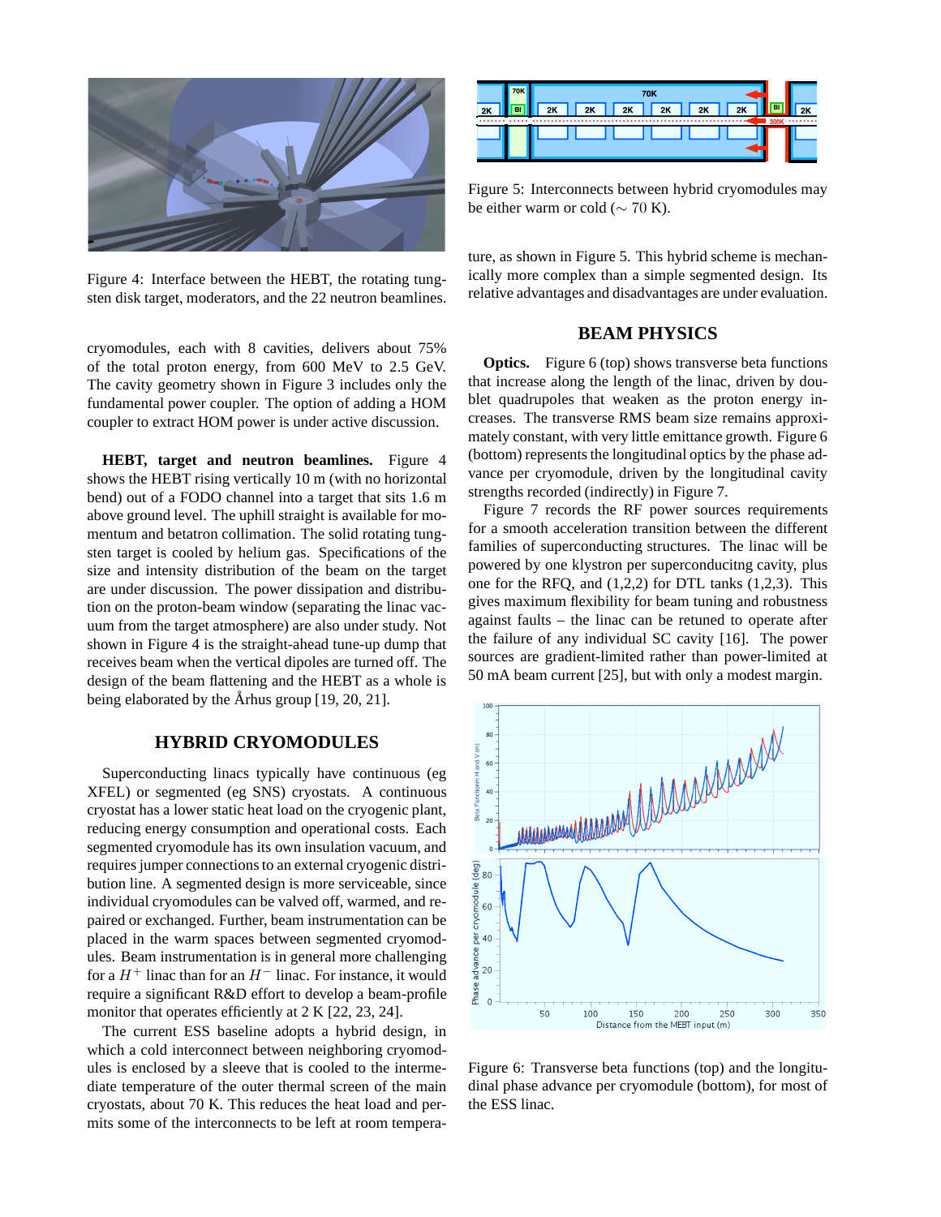Figure 4: Interface between the HEBT, the rotating tungsten disk target, moderators, and the 22 neutron beamlines.

cryomodules, each with 8 cavities, delivers about 75% of the total proton energy, from 600 MeV to 2.5 GeV. The cavity geometry shown in Figure 3 includes only the fundamental power coupler. The option of adding a HOM coupler to extract HOM power is under active discussion.

**HEBT, target and neutron beamlines.** Figure 4 shows the HEBT rising vertically 10 m (with no horizontal bend) out of a FODO channel into a target that sits 1.6 m above ground level. The uphill straight is available for momentum and betatron collimation. The solid rotating tungsten target is cooled by helium gas. Specifications of the size and intensity distribution of the beam on the target are under discussion. The power dissipation and distribution on the proton-beam window (separating the linac vacuum from the target atmosphere) are also under study. Not shown in Figure 4 is the straight-ahead tune-up dump that receives beam when the vertical dipoles are turned off. The design of the beam flattening and the HEBT as a whole is being elaborated by the Århus group [19, 20, 21].

## HYBRID CRYOMODULES

Superconducting linacs typically have continuous (eg XFEL) or segmented (eg SNS) cryostats. A continuous cryostat has a lower static heat load on the cryogenic plant, reducing energy consumption and operational costs. Each segmented cryomodule has its own insulation vacuum, and requires jumper connections to an external cryogenic distribution line. A segmented design is more serviceable, since individual cryomodules can be valved off, warmed, and repaired or exchanged. Further, beam instrumentation can be placed in the warm spaces between segmented cryomodules. Beam instrumentation is in general more challenging for a $H^+$ linac than for an $H^-$ linac. For instance, it would require a significant R&D effort to develop a beam-profile monitor that operates efficiently at 2 K [22, 23, 24].

The current ESS baseline adopts a hybrid design, in which a cold interconnect between neighboring cryomodules is enclosed by a sleeve that is cooled to the intermediate temperature of the outer thermal screen of the main cryostats, about 70 K. This reduces the heat load and permits some of the interconnects to be left at room temperature, as shown in Figure 5. This hybrid scheme is mechanically more complex than a simple segmented design. Its relative advantages and disadvantages are under evaluation.

Figure 5: Interconnects between hybrid cryomodules may be either warm or cold ($\sim 70$ K).

## BEAM PHYSICS

**Optics.** Figure 6 (top) shows transverse beta functions that increase along the length of the linac, driven by doublet quadrupoles that weaken as the proton energy increases. The transverse RMS beam size remains approximately constant, with very little emittance growth. Figure 6 (bottom) represents the longitudinal optics by the phase advance per cryomodule, driven by the longitudinal cavity strengths recorded (indirectly) in Figure 7.

Figure 7 records the RF power sources requirements for a smooth acceleration transition between the different families of superconducting structures. The linac will be powered by one klystron per superconducitng cavity, plus one for the RFQ, and (1,2,2) for DTL tanks (1,2,3). This gives maximum flexibility for beam tuning and robustness against faults – the linac can be retuned to operate after the failure of any individual SC cavity [16]. The power sources are gradient-limited rather than power-limited at 50 mA beam current [25], but with only a modest margin.

Figure 6: Transverse beta functions (top) and the longitudinal phase advance per cryomodule (bottom), for most of the ESS linac.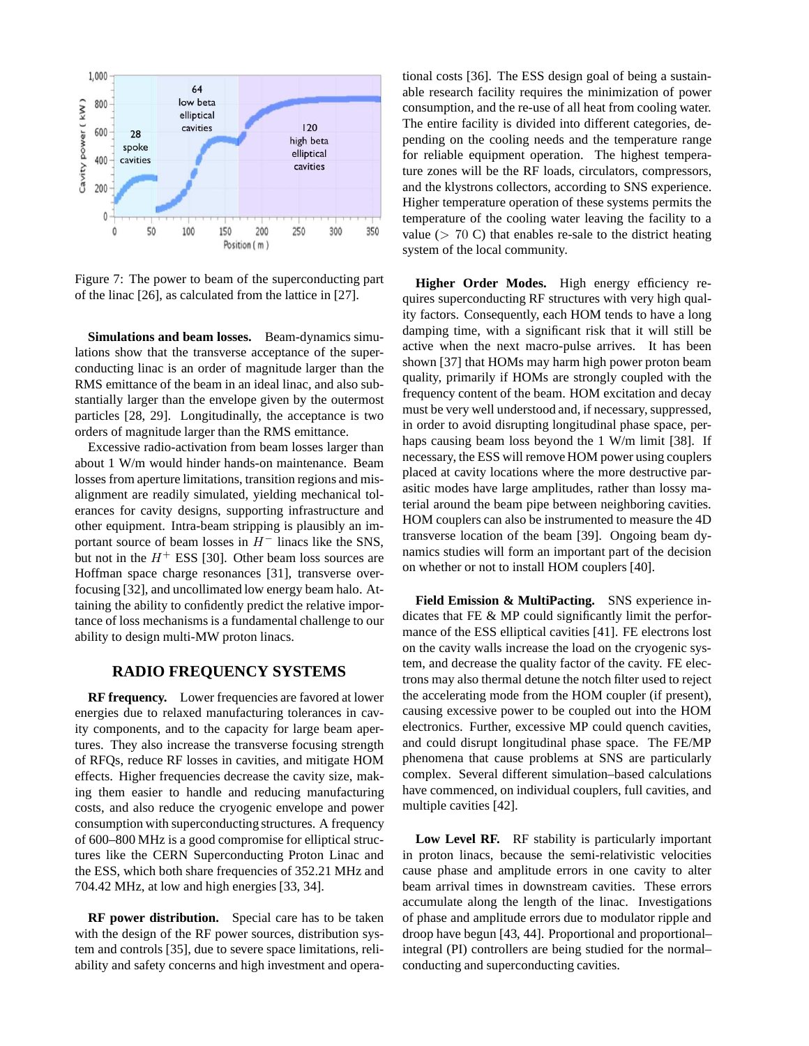Figure 7: The power to beam of the superconducting part of the linac [26], as calculated from the lattice in [27].

**Simulations and beam losses.** Beam-dynamics simulations show that the transverse acceptance of the superconducting linac is an order of magnitude larger than the RMS emittance of the beam in an ideal linac, and also substantially larger than the envelope given by the outermost particles [28, 29]. Longitudinally, the acceptance is two orders of magnitude larger than the RMS emittance.

Excessive radio-activation from beam losses larger than about 1 W/m would hinder hands-on maintenance. Beam losses from aperture limitations, transition regions and misalignment are readily simulated, yielding mechanical tolerances for cavity designs, supporting infrastructure and other equipment. Intra-beam stripping is plausibly an important source of beam losses in $H^-$ linacs like the SNS, but not in the $H^+$ ESS [30]. Other beam loss sources are Hoffman space charge resonances [31], transverse overfocusing [32], and uncollimated low energy beam halo. Attaining the ability to confidently predict the relative importance of loss mechanisms is a fundamental challenge to our ability to design multi-MW proton linacs.

## RADIO FREQUENCY SYSTEMS

**RF frequency.** Lower frequencies are favored at lower energies due to relaxed manufacturing tolerances in cavity components, and to the capacity for large beam apertures. They also increase the transverse focusing strength of RFQs, reduce RF losses in cavities, and mitigate HOM effects. Higher frequencies decrease the cavity size, making them easier to handle and reducing manufacturing costs, and also reduce the cryogenic envelope and power consumption with superconducting structures. A frequency of 600–800 MHz is a good compromise for elliptical structures like the CERN Superconducting Proton Linac and the ESS, which both share frequencies of 352.21 MHz and 704.42 MHz, at low and high energies [33, 34].

**RF power distribution.** Special care has to be taken with the design of the RF power sources, distribution system and controls [35], due to severe space limitations, reliability and safety concerns and high investment and operational costs [36]. The ESS design goal of being a sustainable research facility requires the minimization of power consumption, and the re-use of all heat from cooling water. The entire facility is divided into different categories, depending on the cooling needs and the temperature range for reliable equipment operation. The highest temperature zones will be the RF loads, circulators, compressors, and the klystrons collectors, according to SNS experience. Higher temperature operation of these systems permits the temperature of the cooling water leaving the facility to a value ($> 70$ C) that enables re-sale to the district heating system of the local community.

**Higher Order Modes.** High energy efficiency requires superconducting RF structures with very high quality factors. Consequently, each HOM tends to have a long damping time, with a significant risk that it will still be active when the next macro-pulse arrives. It has been shown [37] that HOMs may harm high power proton beam quality, primarily if HOMs are strongly coupled with the frequency content of the beam. HOM excitation and decay must be very well understood and, if necessary, suppressed, in order to avoid disrupting longitudinal phase space, perhaps causing beam loss beyond the 1 W/m limit [38]. If necessary, the ESS will remove HOM power using couplers placed at cavity locations where the more destructive parasitic modes have large amplitudes, rather than lossy material around the beam pipe between neighboring cavities. HOM couplers can also be instrumented to measure the 4D transverse location of the beam [39]. Ongoing beam dynamics studies will form an important part of the decision on whether or not to install HOM couplers [40].

**Field Emission & MultiPacting.** SNS experience indicates that FE & MP could significantly limit the performance of the ESS elliptical cavities [41]. FE electrons lost on the cavity walls increase the load on the cryogenic system, and decrease the quality factor of the cavity. FE electrons may also thermal detune the notch filter used to reject the accelerating mode from the HOM coupler (if present), causing excessive power to be coupled out into the HOM electronics. Further, excessive MP could quench cavities, and could disrupt longitudinal phase space. The FE/MP phenomena that cause problems at SNS are particularly complex. Several different simulation–based calculations have commenced, on individual couplers, full cavities, and multiple cavities [42].

**Low Level RF.** RF stability is particularly important in proton linacs, because the semi-relativistic velocities cause phase and amplitude errors in one cavity to alter beam arrival times in downstream cavities. These errors accumulate along the length of the linac. Investigations of phase and amplitude errors due to modulator ripple and droop have begun [43, 44]. Proportional and proportional–integral (PI) controllers are being studied for the normal–conducting and superconducting cavities.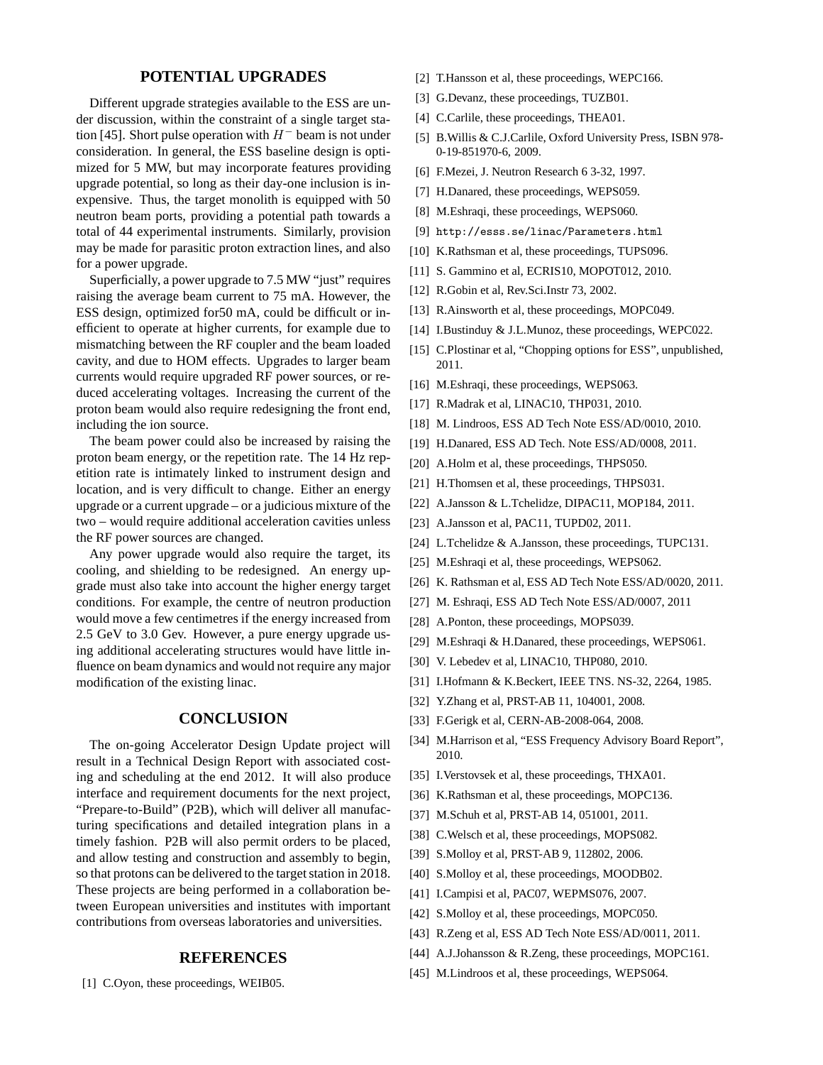## POTENTIAL UPGRADES

Different upgrade strategies available to the ESS are under discussion, within the constraint of a single target station [45]. Short pulse operation with $H^-$ beam is not under consideration. In general, the ESS baseline design is optimized for 5 MW, but may incorporate features providing upgrade potential, so long as their day-one inclusion is inexpensive. Thus, the target monolith is equipped with 50 neutron beam ports, providing a potential path towards a total of 44 experimental instruments. Similarly, provision may be made for parasitic proton extraction lines, and also for a power upgrade.

Superficially, a power upgrade to 7.5 MW "just" requires raising the average beam current to 75 mA. However, the ESS design, optimized for50 mA, could be difficult or inefficient to operate at higher currents, for example due to mismatching between the RF coupler and the beam loaded cavity, and due to HOM effects. Upgrades to larger beam currents would require upgraded RF power sources, or reduced accelerating voltages. Increasing the current of the proton beam would also require redesigning the front end, including the ion source.

The beam power could also be increased by raising the proton beam energy, or the repetition rate. The 14 Hz repetition rate is intimately linked to instrument design and location, and is very difficult to change. Either an energy upgrade or a current upgrade – or a judicious mixture of the two – would require additional acceleration cavities unless the RF power sources are changed.

Any power upgrade would also require the target, its cooling, and shielding to be redesigned. An energy upgrade must also take into account the higher energy target conditions. For example, the centre of neutron production would move a few centimetres if the energy increased from 2.5 GeV to 3.0 Gev. However, a pure energy upgrade using additional accelerating structures would have little influence on beam dynamics and would not require any major modification of the existing linac.

## CONCLUSION

The on-going Accelerator Design Update project will result in a Technical Design Report with associated costing and scheduling at the end 2012. It will also produce interface and requirement documents for the next project, "Prepare-to-Build" (P2B), which will deliver all manufacturing specifications and detailed integration plans in a timely fashion. P2B will also permit orders to be placed, and allow testing and construction and assembly to begin, so that protons can be delivered to the target station in 2018. These projects are being performed in a collaboration between European universities and institutes with important contributions from overseas laboratories and universities.

## REFERENCES

[1] C.Oyon, these proceedings, WEIB05.

[2] T.Hansson et al, these proceedings, WEPC166.

[3] G.Devanz, these proceedings, TUZB01.

[4] C.Carlile, these proceedings, THEA01.

[5] B.Willis & C.J.Carlile, Oxford University Press, ISBN 978-0-19-851970-6, 2009.

[6] F.Mezei, J. Neutron Research 6 3-32, 1997.

[7] H.Danared, these proceedings, WEPS059.

[8] M.Eshraqi, these proceedings, WEPS060.

[9] `http://esss.se/linac/Parameters.html`

[10] K.Rathsman et al, these proceedings, TUPS096.

[11] S. Gammino et al, ECRIS10, MOPOT012, 2010.

[12] R.Gobin et al, Rev.Sci.Instr 73, 2002.

[13] R.Ainsworth et al, these proceedings, MOPC049.

[14] I.Bustinduy & J.L.Munoz, these proceedings, WEPC022.

[15] C.Plostinar et al, "Chopping options for ESS", unpublished, 2011.

[16] M.Eshraqi, these proceedings, WEPS063.

[17] R.Madrak et al, LINAC10, THP031, 2010.

[18] M. Lindroos, ESS AD Tech Note ESS/AD/0010, 2010.

[19] H.Danared, ESS AD Tech. Note ESS/AD/0008, 2011.

[20] A.Holm et al, these proceedings, THPS050.

[21] H.Thomsen et al, these proceedings, THPS031.

[22] A.Jansson & L.Tchelidze, DIPAC11, MOP184, 2011.

[23] A.Jansson et al, PAC11, TUPD02, 2011.

[24] L.Tchelidze & A.Jansson, these proceedings, TUPC131.

[25] M.Eshraqi et al, these proceedings, WEPS062.

[26] K. Rathsman et al, ESS AD Tech Note ESS/AD/0020, 2011.

[27] M. Eshraqi, ESS AD Tech Note ESS/AD/0007, 2011

[28] A.Ponton, these proceedings, MOPS039.

[29] M.Eshraqi & H.Danared, these proceedings, WEPS061.

[30] V. Lebedev et al, LINAC10, THP080, 2010.

[31] I.Hofmann & K.Beckert, IEEE TNS. NS-32, 2264, 1985.

[32] Y.Zhang et al, PRST-AB 11, 104001, 2008.

[33] F.Gerigk et al, CERN-AB-2008-064, 2008.

[34] M.Harrison et al, "ESS Frequency Advisory Board Report", 2010.

[35] I.Verstovsek et al, these proceedings, THXA01.

[36] K.Rathsman et al, these proceedings, MOPC136.

[37] M.Schuh et al, PRST-AB 14, 051001, 2011.

[38] C.Welsch et al, these proceedings, MOPS082.

[39] S.Molloy et al, PRST-AB 9, 112802, 2006.

[40] S.Molloy et al, these proceedings, MOODB02.

[41] I.Campisi et al, PAC07, WEPMS076, 2007.

[42] S.Molloy et al, these proceedings, MOPC050.

[43] R.Zeng et al, ESS AD Tech Note ESS/AD/0011, 2011.

[44] A.J.Johansson & R.Zeng, these proceedings, MOPC161.

[45] M.Lindroos et al, these proceedings, WEPS064.